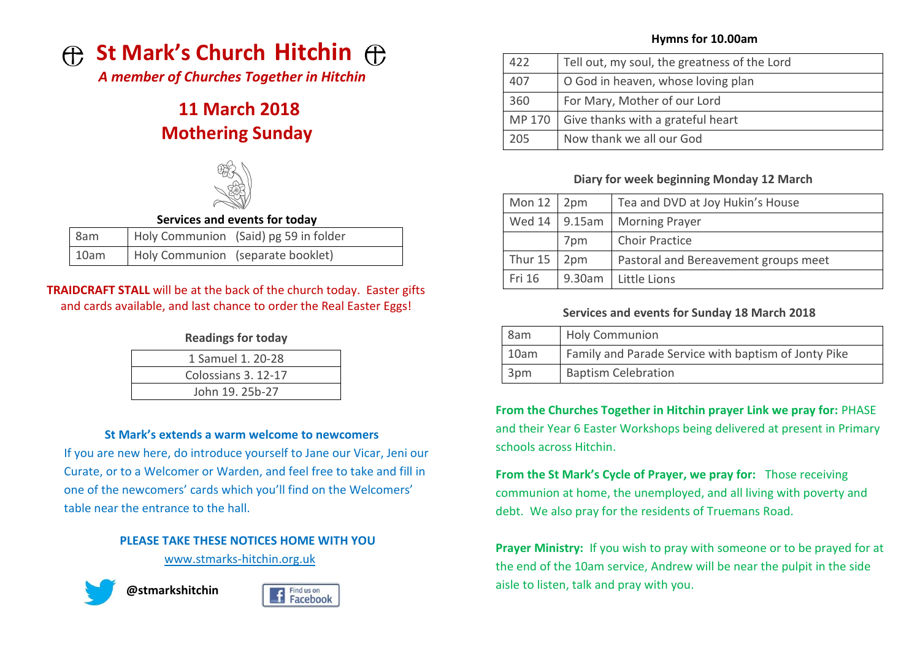# St Mark's Church Hitchin

*A member of Churches Together in Hitchin*

## 11 March 2018
## Mothering Sunday

**Services and events for today**

| | |
|---|---|
| 8am | Holy Communion (Said) pg 59 in folder |
| 10am | Holy Communion (separate booklet) |

**TRAIDCRAFT STALL** will be at the back of the church today. Easter gifts and cards available, and last chance to order the Real Easter Eggs!

**Readings for today**

| |
|---|
| 1 Samuel 1. 20-28 |
| Colossians 3. 12-17 |
| John 19. 25b-27 |

**St Mark's extends a warm welcome to newcomers**

If you are new here, do introduce yourself to Jane our Vicar, Jeni our Curate, or to a Welcomer or Warden, and feel free to take and fill in one of the newcomers' cards which you'll find on the Welcomers' table near the entrance to the hall.

**PLEASE TAKE THESE NOTICES HOME WITH YOU**

www.stmarks-hitchin.org.uk

**@stmarkshitchin**

Find us on Facebook

**Hymns for 10.00am**

| | |
|---|---|
| 422 | Tell out, my soul, the greatness of the Lord |
| 407 | O God in heaven, whose loving plan |
| 360 | For Mary, Mother of our Lord |
| MP 170 | Give thanks with a grateful heart |
| 205 | Now thank we all our God |

**Diary for week beginning Monday 12 March**

| | | |
|---|---|---|
| Mon 12 | 2pm | Tea and DVD at Joy Hukin's House |
| Wed 14 | 9.15am | Morning Prayer |
| | 7pm | Choir Practice |
| Thur 15 | 2pm | Pastoral and Bereavement groups meet |
| Fri 16 | 9.30am | Little Lions |

**Services and events for Sunday 18 March 2018**

| | |
|---|---|
| 8am | Holy Communion |
| 10am | Family and Parade Service with baptism of Jonty Pike |
| 3pm | Baptism Celebration |

**From the Churches Together in Hitchin prayer Link we pray for:** PHASE and their Year 6 Easter Workshops being delivered at present in Primary schools across Hitchin.

**From the St Mark's Cycle of Prayer, we pray for:** Those receiving communion at home, the unemployed, and all living with poverty and debt. We also pray for the residents of Truemans Road.

**Prayer Ministry:** If you wish to pray with someone or to be prayed for at the end of the 10am service, Andrew will be near the pulpit in the side aisle to listen, talk and pray with you.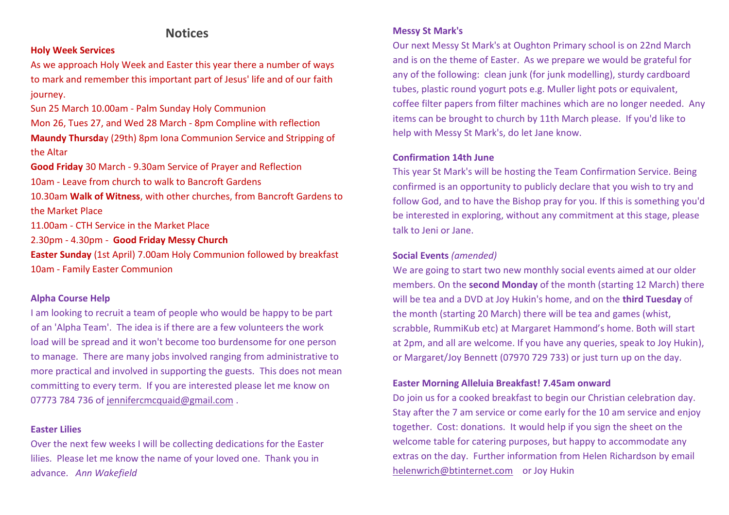# Notices

### Holy Week Services

As we approach Holy Week and Easter this year there a number of ways to mark and remember this important part of Jesus' life and of our faith journey.

Sun 25 March 10.00am - Palm Sunday Holy Communion
Mon 26, Tues 27, and Wed 28 March - 8pm Compline with reflection
**Maundy Thursda**y (29th) 8pm Iona Communion Service and Stripping of the Altar
**Good Friday** 30 March - 9.30am Service of Prayer and Reflection
10am - Leave from church to walk to Bancroft Gardens
10.30am **Walk of Witness**, with other churches, from Bancroft Gardens to the Market Place
11.00am - CTH Service in the Market Place
2.30pm - 4.30pm - **Good Friday Messy Church**
**Easter Sunday** (1st April) 7.00am Holy Communion followed by breakfast
10am - Family Easter Communion

### Alpha Course Help

I am looking to recruit a team of people who would be happy to be part of an 'Alpha Team'. The idea is if there are a few volunteers the work load will be spread and it won't become too burdensome for one person to manage. There are many jobs involved ranging from administrative to more practical and involved in supporting the guests. This does not mean committing to every term. If you are interested please let me know on 07773 784 736 of jennifercmcquaid@gmail.com .

### Easter Lilies

Over the next few weeks I will be collecting dedications for the Easter lilies. Please let me know the name of your loved one. Thank you in advance. *Ann Wakefield*

### Messy St Mark's

Our next Messy St Mark's at Oughton Primary school is on 22nd March and is on the theme of Easter. As we prepare we would be grateful for any of the following: clean junk (for junk modelling), sturdy cardboard tubes, plastic round yogurt pots e.g. Muller light pots or equivalent, coffee filter papers from filter machines which are no longer needed. Any items can be brought to church by 11th March please. If you'd like to help with Messy St Mark's, do let Jane know.

### Confirmation 14th June

This year St Mark's will be hosting the Team Confirmation Service. Being confirmed is an opportunity to publicly declare that you wish to try and follow God, and to have the Bishop pray for you. If this is something you'd be interested in exploring, without any commitment at this stage, please talk to Jeni or Jane.

### Social Events *(amended)*

We are going to start two new monthly social events aimed at our older members. On the **second Monday** of the month (starting 12 March) there will be tea and a DVD at Joy Hukin's home, and on the **third Tuesday** of the month (starting 20 March) there will be tea and games (whist, scrabble, RummiKub etc) at Margaret Hammond's home. Both will start at 2pm, and all are welcome. If you have any queries, speak to Joy Hukin), or Margaret/Joy Bennett (07970 729 733) or just turn up on the day.

### Easter Morning Alleluia Breakfast! 7.45am onward

Do join us for a cooked breakfast to begin our Christian celebration day. Stay after the 7 am service or come early for the 10 am service and enjoy together. Cost: donations. It would help if you sign the sheet on the welcome table for catering purposes, but happy to accommodate any extras on the day. Further information from Helen Richardson by email helenwrich@btinternet.com or Joy Hukin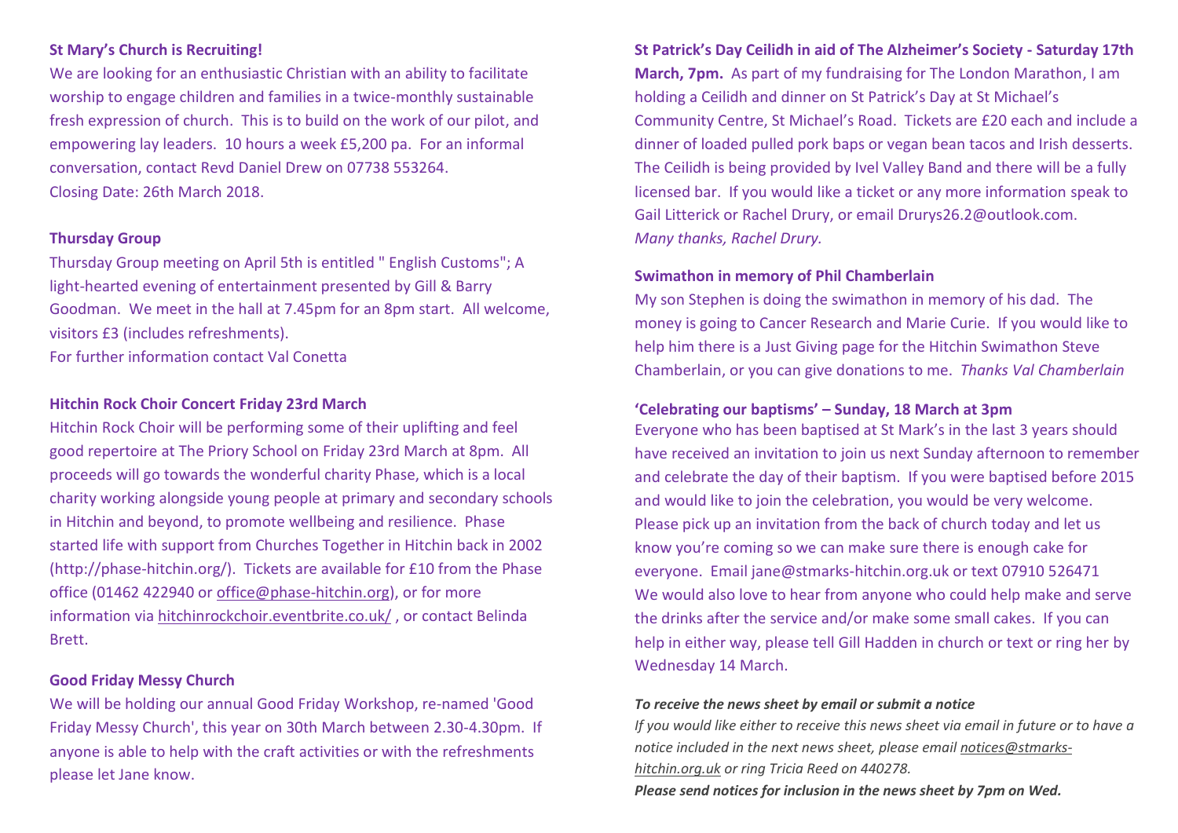**St Mary's Church is Recruiting!**

We are looking for an enthusiastic Christian with an ability to facilitate worship to engage children and families in a twice-monthly sustainable fresh expression of church. This is to build on the work of our pilot, and empowering lay leaders. 10 hours a week £5,200 pa. For an informal conversation, contact Revd Daniel Drew on 07738 553264.
Closing Date: 26th March 2018.

**Thursday Group**

Thursday Group meeting on April 5th is entitled " English Customs"; A light-hearted evening of entertainment presented by Gill & Barry Goodman. We meet in the hall at 7.45pm for an 8pm start. All welcome, visitors £3 (includes refreshments).
For further information contact Val Conetta

**Hitchin Rock Choir Concert Friday 23rd March**

Hitchin Rock Choir will be performing some of their uplifting and feel good repertoire at The Priory School on Friday 23rd March at 8pm. All proceeds will go towards the wonderful charity Phase, which is a local charity working alongside young people at primary and secondary schools in Hitchin and beyond, to promote wellbeing and resilience. Phase started life with support from Churches Together in Hitchin back in 2002 (http://phase-hitchin.org/). Tickets are available for £10 from the Phase office (01462 422940 or office@phase-hitchin.org), or for more information via hitchinrockchoir.eventbrite.co.uk/ , or contact Belinda Brett.

**Good Friday Messy Church**

We will be holding our annual Good Friday Workshop, re-named 'Good Friday Messy Church', this year on 30th March between 2.30-4.30pm. If anyone is able to help with the craft activities or with the refreshments please let Jane know.

**St Patrick's Day Ceilidh in aid of The Alzheimer's Society - Saturday 17th March, 7pm.** As part of my fundraising for The London Marathon, I am holding a Ceilidh and dinner on St Patrick's Day at St Michael's Community Centre, St Michael's Road. Tickets are £20 each and include a dinner of loaded pulled pork baps or vegan bean tacos and Irish desserts. The Ceilidh is being provided by Ivel Valley Band and there will be a fully licensed bar. If you would like a ticket or any more information speak to Gail Litterick or Rachel Drury, or email Drurys26.2@outlook.com.
*Many thanks, Rachel Drury.*

**Swimathon in memory of Phil Chamberlain**

My son Stephen is doing the swimathon in memory of his dad. The money is going to Cancer Research and Marie Curie. If you would like to help him there is a Just Giving page for the Hitchin Swimathon Steve Chamberlain, or you can give donations to me. *Thanks Val Chamberlain*

**'Celebrating our baptisms' – Sunday, 18 March at 3pm**

Everyone who has been baptised at St Mark's in the last 3 years should have received an invitation to join us next Sunday afternoon to remember and celebrate the day of their baptism. If you were baptised before 2015 and would like to join the celebration, you would be very welcome. Please pick up an invitation from the back of church today and let us know you're coming so we can make sure there is enough cake for everyone. Email jane@stmarks-hitchin.org.uk or text 07910 526471
We would also love to hear from anyone who could help make and serve the drinks after the service and/or make some small cakes. If you can help in either way, please tell Gill Hadden in church or text or ring her by Wednesday 14 March.

***To receive the news sheet by email or submit a notice***

*If you would like either to receive this news sheet via email in future or to have a notice included in the next news sheet, please email notices@stmarks-hitchin.org.uk or ring Tricia Reed on 440278.*

***Please send notices for inclusion in the news sheet by 7pm on Wed.***